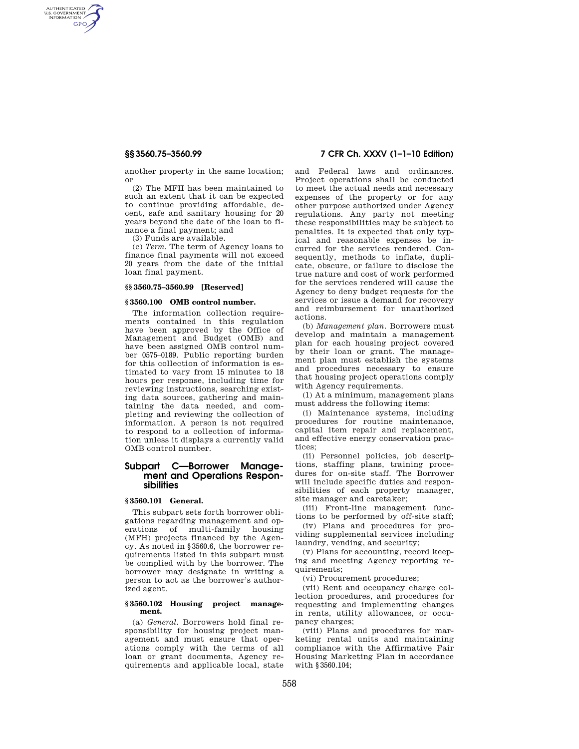another property in the same location; or

(2) The MFH has been maintained to such an extent that it can be expected to continue providing affordable, decent, safe and sanitary housing for 20 years beyond the date of the loan to finance a final payment; and

(3) Funds are available.

(c) *Term.* The term of Agency loans to finance final payments will not exceed 20 years from the date of the initial loan final payment.

### §§ 3560.75–3560.99 [Reserved]

### § 3560.100 OMB control number.

The information collection requirements contained in this regulation have been approved by the Office of Management and Budget (OMB) and have been assigned OMB control number 0575–0189. Public reporting burden for this collection of information is estimated to vary from 15 minutes to 18 hours per response, including time for reviewing instructions, searching existing data sources, gathering and maintaining the data needed, and completing and reviewing the collection of information. A person is not required to respond to a collection of information unless it displays a currently valid OMB control number.

## Subpart C—Borrower Management and Operations Responsibilities

### § 3560.101 General.

This subpart sets forth borrower obligations regarding management and operations of multi-family housing (MFH) projects financed by the Agency. As noted in § 3560.6, the borrower requirements listed in this subpart must be complied with by the borrower. The borrower may designate in writing a person to act as the borrower's authorized agent.

### § 3560.102 Housing project management.

(a) *General.* Borrowers hold final responsibility for housing project management and must ensure that operations comply with the terms of all loan or grant documents, Agency requirements and applicable local, state and Federal laws and ordinances. Project operations shall be conducted to meet the actual needs and necessary expenses of the property or for any other purpose authorized under Agency regulations. Any party not meeting these responsibilities may be subject to penalties. It is expected that only typical and reasonable expenses be incurred for the services rendered. Consequently, methods to inflate, duplicate, obscure, or failure to disclose the true nature and cost of work performed for the services rendered will cause the Agency to deny budget requests for the services or issue a demand for recovery and reimbursement for unauthorized actions.

(b) *Management plan.* Borrowers must develop and maintain a management plan for each housing project covered by their loan or grant. The management plan must establish the systems and procedures necessary to ensure that housing project operations comply with Agency requirements.

(1) At a minimum, management plans must address the following items:

(i) Maintenance systems, including procedures for routine maintenance, capital item repair and replacement, and effective energy conservation practices;

(ii) Personnel policies, job descriptions, staffing plans, training procedures for on-site staff. The Borrower will include specific duties and responsibilities of each property manager, site manager and caretaker;

(iii) Front-line management functions to be performed by off-site staff;

(iv) Plans and procedures for providing supplemental services including laundry, vending, and security;

(v) Plans for accounting, record keeping and meeting Agency reporting requirements;

(vi) Procurement procedures;

(vii) Rent and occupancy charge collection procedures, and procedures for requesting and implementing changes in rents, utility allowances, or occupancy charges;

(viii) Plans and procedures for marketing rental units and maintaining compliance with the Affirmative Fair Housing Marketing Plan in accordance with § 3560.104;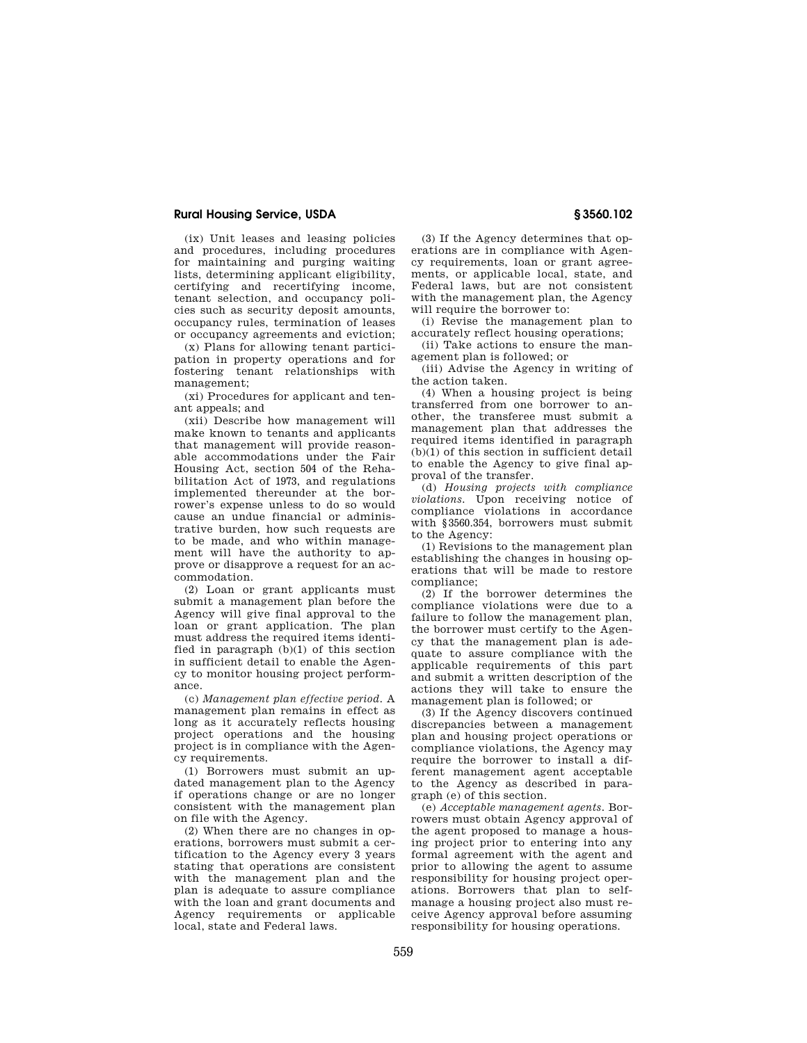(ix) Unit leases and leasing policies and procedures, including procedures for maintaining and purging waiting lists, determining applicant eligibility, certifying and recertifying income, tenant selection, and occupancy policies such as security deposit amounts, occupancy rules, termination of leases or occupancy agreements and eviction;

(x) Plans for allowing tenant participation in property operations and for fostering tenant relationships with management;

(xi) Procedures for applicant and tenant appeals; and

(xii) Describe how management will make known to tenants and applicants that management will provide reasonable accommodations under the Fair Housing Act, section 504 of the Rehabilitation Act of 1973, and regulations implemented thereunder at the borrower's expense unless to do so would cause an undue financial or administrative burden, how such requests are to be made, and who within management will have the authority to approve or disapprove a request for an accommodation.

(2) Loan or grant applicants must submit a management plan before the Agency will give final approval to the loan or grant application. The plan must address the required items identified in paragraph (b)(1) of this section in sufficient detail to enable the Agency to monitor housing project performance.

(c) *Management plan effective period.* A management plan remains in effect as long as it accurately reflects housing project operations and the housing project is in compliance with the Agency requirements.

(1) Borrowers must submit an updated management plan to the Agency if operations change or are no longer consistent with the management plan on file with the Agency.

(2) When there are no changes in operations, borrowers must submit a certification to the Agency every 3 years stating that operations are consistent with the management plan and the plan is adequate to assure compliance with the loan and grant documents and Agency requirements or applicable local, state and Federal laws.

(3) If the Agency determines that operations are in compliance with Agency requirements, loan or grant agreements, or applicable local, state, and Federal laws, but are not consistent with the management plan, the Agency will require the borrower to:

(i) Revise the management plan to accurately reflect housing operations;

(ii) Take actions to ensure the management plan is followed; or

(iii) Advise the Agency in writing of the action taken.

(4) When a housing project is being transferred from one borrower to another, the transferee must submit a management plan that addresses the required items identified in paragraph (b)(1) of this section in sufficient detail to enable the Agency to give final approval of the transfer.

(d) *Housing projects with compliance violations.* Upon receiving notice of compliance violations in accordance with §3560.354, borrowers must submit to the Agency:

(1) Revisions to the management plan establishing the changes in housing operations that will be made to restore compliance;

(2) If the borrower determines the compliance violations were due to a failure to follow the management plan, the borrower must certify to the Agency that the management plan is adequate to assure compliance with the applicable requirements of this part and submit a written description of the actions they will take to ensure the management plan is followed; or

(3) If the Agency discovers continued discrepancies between a management plan and housing project operations or compliance violations, the Agency may require the borrower to install a different management agent acceptable to the Agency as described in paragraph (e) of this section.

(e) *Acceptable management agents.* Borrowers must obtain Agency approval of the agent proposed to manage a housing project prior to entering into any formal agreement with the agent and prior to allowing the agent to assume responsibility for housing project operations. Borrowers that plan to self-manage a housing project also must receive Agency approval before assuming responsibility for housing operations.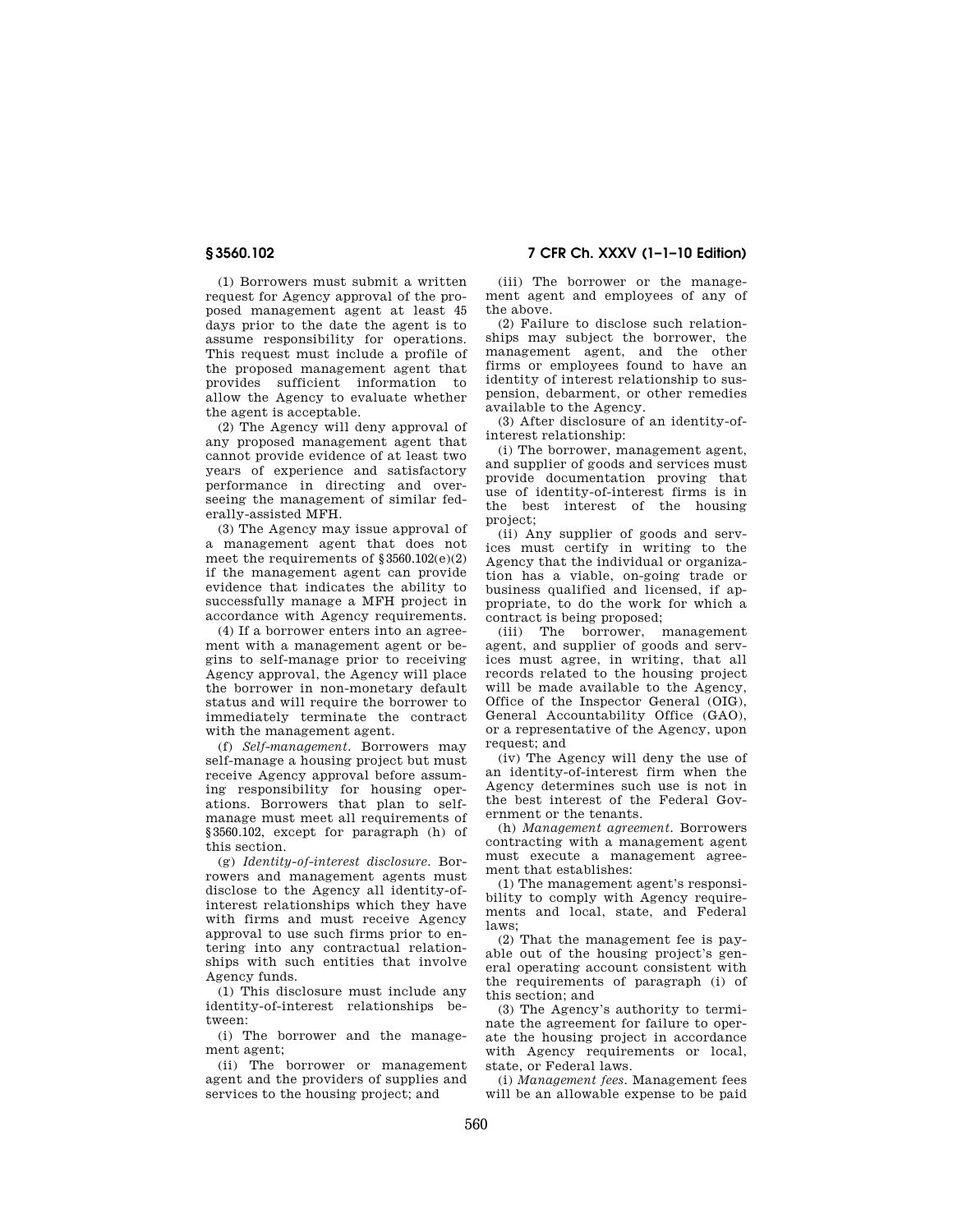(1) Borrowers must submit a written request for Agency approval of the proposed management agent at least 45 days prior to the date the agent is to assume responsibility for operations. This request must include a profile of the proposed management agent that provides sufficient information to allow the Agency to evaluate whether the agent is acceptable.

(2) The Agency will deny approval of any proposed management agent that cannot provide evidence of at least two years of experience and satisfactory performance in directing and overseeing the management of similar federally-assisted MFH.

(3) The Agency may issue approval of a management agent that does not meet the requirements of §3560.102(e)(2) if the management agent can provide evidence that indicates the ability to successfully manage a MFH project in accordance with Agency requirements.

(4) If a borrower enters into an agreement with a management agent or begins to self-manage prior to receiving Agency approval, the Agency will place the borrower in non-monetary default status and will require the borrower to immediately terminate the contract with the management agent.

(f) *Self-management.* Borrowers may self-manage a housing project but must receive Agency approval before assuming responsibility for housing operations. Borrowers that plan to self-manage must meet all requirements of §3560.102, except for paragraph (h) of this section.

(g) *Identity-of-interest disclosure.* Borrowers and management agents must disclose to the Agency all identity-of-interest relationships which they have with firms and must receive Agency approval to use such firms prior to entering into any contractual relationships with such entities that involve Agency funds.

(1) This disclosure must include any identity-of-interest relationships between:

(i) The borrower and the management agent;

(ii) The borrower or management agent and the providers of supplies and services to the housing project; and

(iii) The borrower or the management agent and employees of any of the above.

(2) Failure to disclose such relationships may subject the borrower, the management agent, and the other firms or employees found to have an identity of interest relationship to suspension, debarment, or other remedies available to the Agency.

(3) After disclosure of an identity-of-interest relationship:

(i) The borrower, management agent, and supplier of goods and services must provide documentation proving that use of identity-of-interest firms is in the best interest of the housing project;

(ii) Any supplier of goods and services must certify in writing to the Agency that the individual or organization has a viable, on-going trade or business qualified and licensed, if appropriate, to do the work for which a contract is being proposed;

(iii) The borrower, management agent, and supplier of goods and services must agree, in writing, that all records related to the housing project will be made available to the Agency, Office of the Inspector General (OIG), General Accountability Office (GAO), or a representative of the Agency, upon request; and

(iv) The Agency will deny the use of an identity-of-interest firm when the Agency determines such use is not in the best interest of the Federal Government or the tenants.

(h) *Management agreement.* Borrowers contracting with a management agent must execute a management agreement that establishes:

(1) The management agent's responsibility to comply with Agency requirements and local, state, and Federal laws;

(2) That the management fee is payable out of the housing project's general operating account consistent with the requirements of paragraph (i) of this section; and

(3) The Agency's authority to terminate the agreement for failure to operate the housing project in accordance with Agency requirements or local, state, or Federal laws.

(i) *Management fees.* Management fees will be an allowable expense to be paid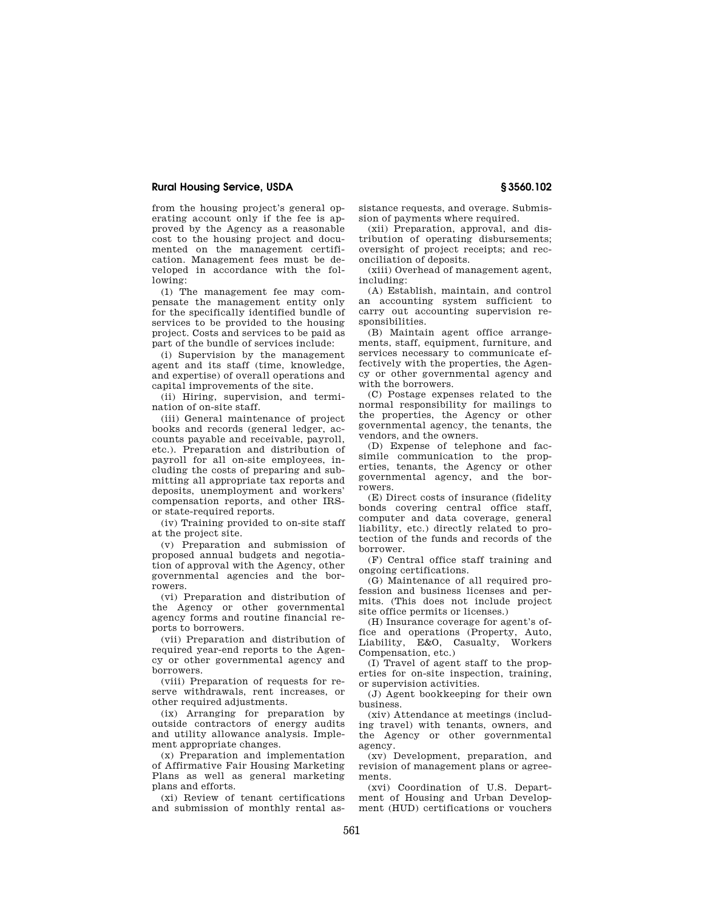from the housing project's general operating account only if the fee is approved by the Agency as a reasonable cost to the housing project and documented on the management certification. Management fees must be developed in accordance with the following:

(1) The management fee may compensate the management entity only for the specifically identified bundle of services to be provided to the housing project. Costs and services to be paid as part of the bundle of services include:

(i) Supervision by the management agent and its staff (time, knowledge, and expertise) of overall operations and capital improvements of the site.

(ii) Hiring, supervision, and termination of on-site staff.

(iii) General maintenance of project books and records (general ledger, accounts payable and receivable, payroll, etc.). Preparation and distribution of payroll for all on-site employees, including the costs of preparing and submitting all appropriate tax reports and deposits, unemployment and workers' compensation reports, and other IRS- or state-required reports.

(iv) Training provided to on-site staff at the project site.

(v) Preparation and submission of proposed annual budgets and negotiation of approval with the Agency, other governmental agencies and the borrowers.

(vi) Preparation and distribution of the Agency or other governmental agency forms and routine financial reports to borrowers.

(vii) Preparation and distribution of required year-end reports to the Agency or other governmental agency and borrowers.

(viii) Preparation of requests for reserve withdrawals, rent increases, or other required adjustments.

(ix) Arranging for preparation by outside contractors of energy audits and utility allowance analysis. Implement appropriate changes.

(x) Preparation and implementation of Affirmative Fair Housing Marketing Plans as well as general marketing plans and efforts.

(xi) Review of tenant certifications and submission of monthly rental assistance requests, and overage. Submission of payments where required.

(xii) Preparation, approval, and distribution of operating disbursements; oversight of project receipts; and reconciliation of deposits.

(xiii) Overhead of management agent, including:

(A) Establish, maintain, and control an accounting system sufficient to carry out accounting supervision responsibilities.

(B) Maintain agent office arrangements, staff, equipment, furniture, and services necessary to communicate effectively with the properties, the Agency or other governmental agency and with the borrowers.

(C) Postage expenses related to the normal responsibility for mailings to the properties, the Agency or other governmental agency, the tenants, the vendors, and the owners.

(D) Expense of telephone and facsimile communication to the properties, tenants, the Agency or other governmental agency, and the borrowers.

(E) Direct costs of insurance (fidelity bonds covering central office staff, computer and data coverage, general liability, etc.) directly related to protection of the funds and records of the borrower.

(F) Central office staff training and ongoing certifications.

(G) Maintenance of all required profession and business licenses and permits. (This does not include project site office permits or licenses.)

(H) Insurance coverage for agent's office and operations (Property, Auto, Liability, E&O, Casualty, Workers Compensation, etc.)

(I) Travel of agent staff to the properties for on-site inspection, training, or supervision activities.

(J) Agent bookkeeping for their own business.

(xiv) Attendance at meetings (including travel) with tenants, owners, and the Agency or other governmental agency.

(xv) Development, preparation, and revision of management plans or agreements.

(xvi) Coordination of U.S. Department of Housing and Urban Development (HUD) certifications or vouchers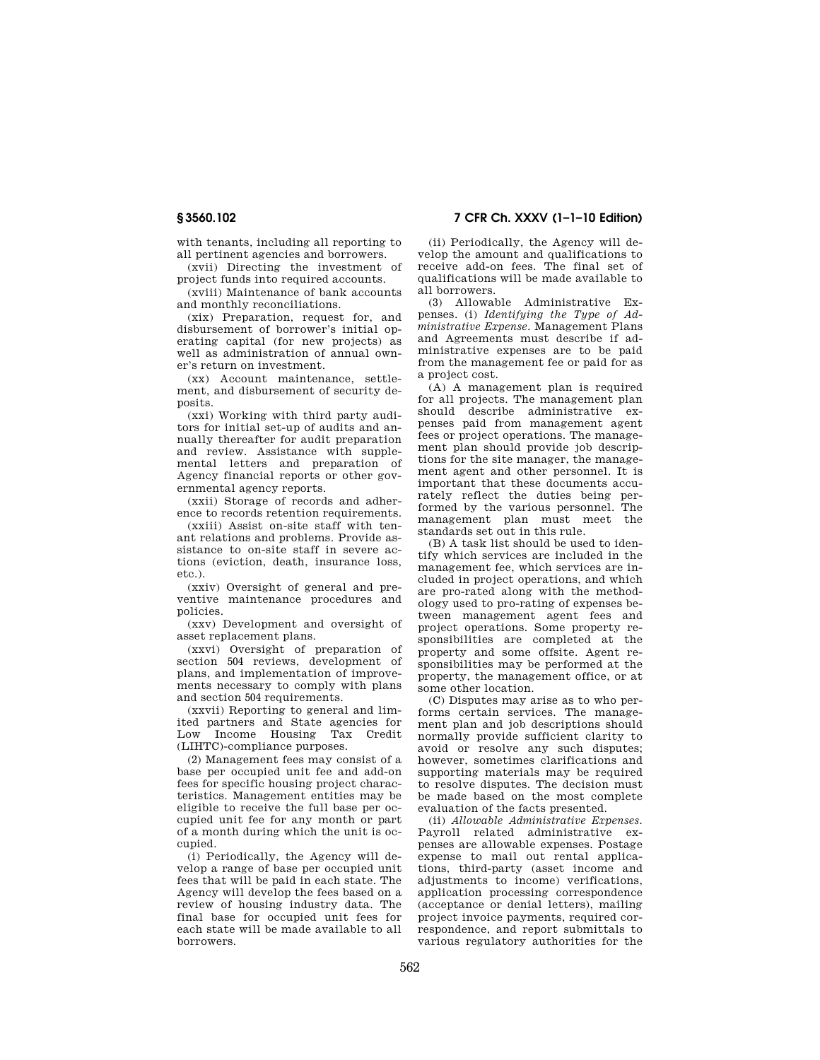with tenants, including all reporting to all pertinent agencies and borrowers.

(xvii) Directing the investment of project funds into required accounts.

(xviii) Maintenance of bank accounts and monthly reconciliations.

(xix) Preparation, request for, and disbursement of borrower's initial operating capital (for new projects) as well as administration of annual owner's return on investment.

(xx) Account maintenance, settlement, and disbursement of security deposits.

(xxi) Working with third party auditors for initial set-up of audits and annually thereafter for audit preparation and review. Assistance with supplemental letters and preparation of Agency financial reports or other governmental agency reports.

(xxii) Storage of records and adherence to records retention requirements.

(xxiii) Assist on-site staff with tenant relations and problems. Provide assistance to on-site staff in severe actions (eviction, death, insurance loss, etc.).

(xxiv) Oversight of general and preventive maintenance procedures and policies.

(xxv) Development and oversight of asset replacement plans.

(xxvi) Oversight of preparation of section 504 reviews, development of plans, and implementation of improvements necessary to comply with plans and section 504 requirements.

(xxvii) Reporting to general and limited partners and State agencies for Low Income Housing Tax Credit (LIHTC)-compliance purposes.

(2) Management fees may consist of a base per occupied unit fee and add-on fees for specific housing project characteristics. Management entities may be eligible to receive the full base per occupied unit fee for any month or part of a month during which the unit is occupied.

(i) Periodically, the Agency will develop a range of base per occupied unit fees that will be paid in each state. The Agency will develop the fees based on a review of housing industry data. The final base for occupied unit fees for each state will be made available to all borrowers.

(ii) Periodically, the Agency will develop the amount and qualifications to receive add-on fees. The final set of qualifications will be made available to all borrowers.

(3) Allowable Administrative Expenses. (i) *Identifying the Type of Administrative Expense.* Management Plans and Agreements must describe if administrative expenses are to be paid from the management fee or paid for as a project cost.

(A) A management plan is required for all projects. The management plan should describe administrative expenses paid from management agent fees or project operations. The management plan should provide job descriptions for the site manager, the management agent and other personnel. It is important that these documents accurately reflect the duties being performed by the various personnel. The management plan must meet the standards set out in this rule.

(B) A task list should be used to identify which services are included in the management fee, which services are included in project operations, and which are pro-rated along with the methodology used to pro-rating of expenses between management agent fees and project operations. Some property responsibilities are completed at the property and some offsite. Agent responsibilities may be performed at the property, the management office, or at some other location.

(C) Disputes may arise as to who performs certain services. The management plan and job descriptions should normally provide sufficient clarity to avoid or resolve any such disputes; however, sometimes clarifications and supporting materials may be required to resolve disputes. The decision must be made based on the most complete evaluation of the facts presented.

(ii) *Allowable Administrative Expenses.* Payroll related administrative expenses are allowable expenses. Postage expense to mail out rental applications, third-party (asset income and adjustments to income) verifications, application processing correspondence (acceptance or denial letters), mailing project invoice payments, required correspondence, and report submittals to various regulatory authorities for the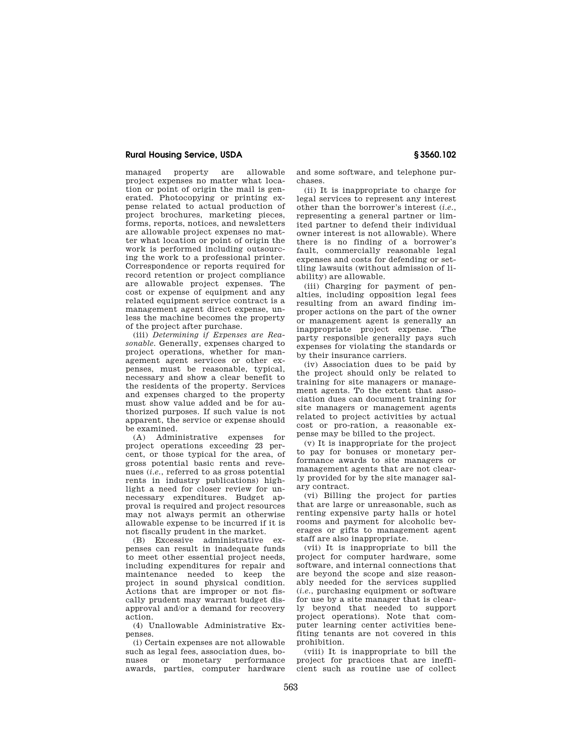managed property are allowable project expenses no matter what location or point of origin the mail is generated. Photocopying or printing expense related to actual production of project brochures, marketing pieces, forms, reports, notices, and newsletters are allowable project expenses no matter what location or point of origin the work is performed including outsourcing the work to a professional printer. Correspondence or reports required for record retention or project compliance are allowable project expenses. The cost or expense of equipment and any related equipment service contract is a management agent direct expense, unless the machine becomes the property of the project after purchase.

(iii) *Determining if Expenses are Reasonable.* Generally, expenses charged to project operations, whether for management agent services or other expenses, must be reasonable, typical, necessary and show a clear benefit to the residents of the property. Services and expenses charged to the property must show value added and be for authorized purposes. If such value is not apparent, the service or expense should be examined.

(A) Administrative expenses for project operations exceeding 23 percent, or those typical for the area, of gross potential basic rents and revenues (*i.e.*, referred to as gross potential rents in industry publications) highlight a need for closer review for unnecessary expenditures. Budget approval is required and project resources may not always permit an otherwise allowable expense to be incurred if it is not fiscally prudent in the market.

(B) Excessive administrative expenses can result in inadequate funds to meet other essential project needs, including expenditures for repair and maintenance needed to keep the project in sound physical condition. Actions that are improper or not fiscally prudent may warrant budget disapproval and/or a demand for recovery action.

(4) Unallowable Administrative Expenses.

(i) Certain expenses are not allowable such as legal fees, association dues, bonuses or monetary performance awards, parties, computer hardware and some software, and telephone purchases.

(ii) It is inappropriate to charge for legal services to represent any interest other than the borrower's interest (*i.e.*, representing a general partner or limited partner to defend their individual owner interest is not allowable). Where there is no finding of a borrower's fault, commercially reasonable legal expenses and costs for defending or settling lawsuits (without admission of liability) are allowable.

(iii) Charging for payment of penalties, including opposition legal fees resulting from an award finding improper actions on the part of the owner or management agent is generally an inappropriate project expense. The party responsible generally pays such expenses for violating the standards or by their insurance carriers.

(iv) Association dues to be paid by the project should only be related to training for site managers or management agents. To the extent that association dues can document training for site managers or management agents related to project activities by actual cost or pro-ration, a reasonable expense may be billed to the project.

(v) It is inappropriate for the project to pay for bonuses or monetary performance awards to site managers or management agents that are not clearly provided for by the site manager salary contract.

(vi) Billing the project for parties that are large or unreasonable, such as renting expensive party halls or hotel rooms and payment for alcoholic beverages or gifts to management agent staff are also inappropriate.

(vii) It is inappropriate to bill the project for computer hardware, some software, and internal connections that are beyond the scope and size reasonably needed for the services supplied (*i.e.*, purchasing equipment or software for use by a site manager that is clearly beyond that needed to support project operations). Note that computer learning center activities benefiting tenants are not covered in this prohibition.

(viii) It is inappropriate to bill the project for practices that are inefficient such as routine use of collect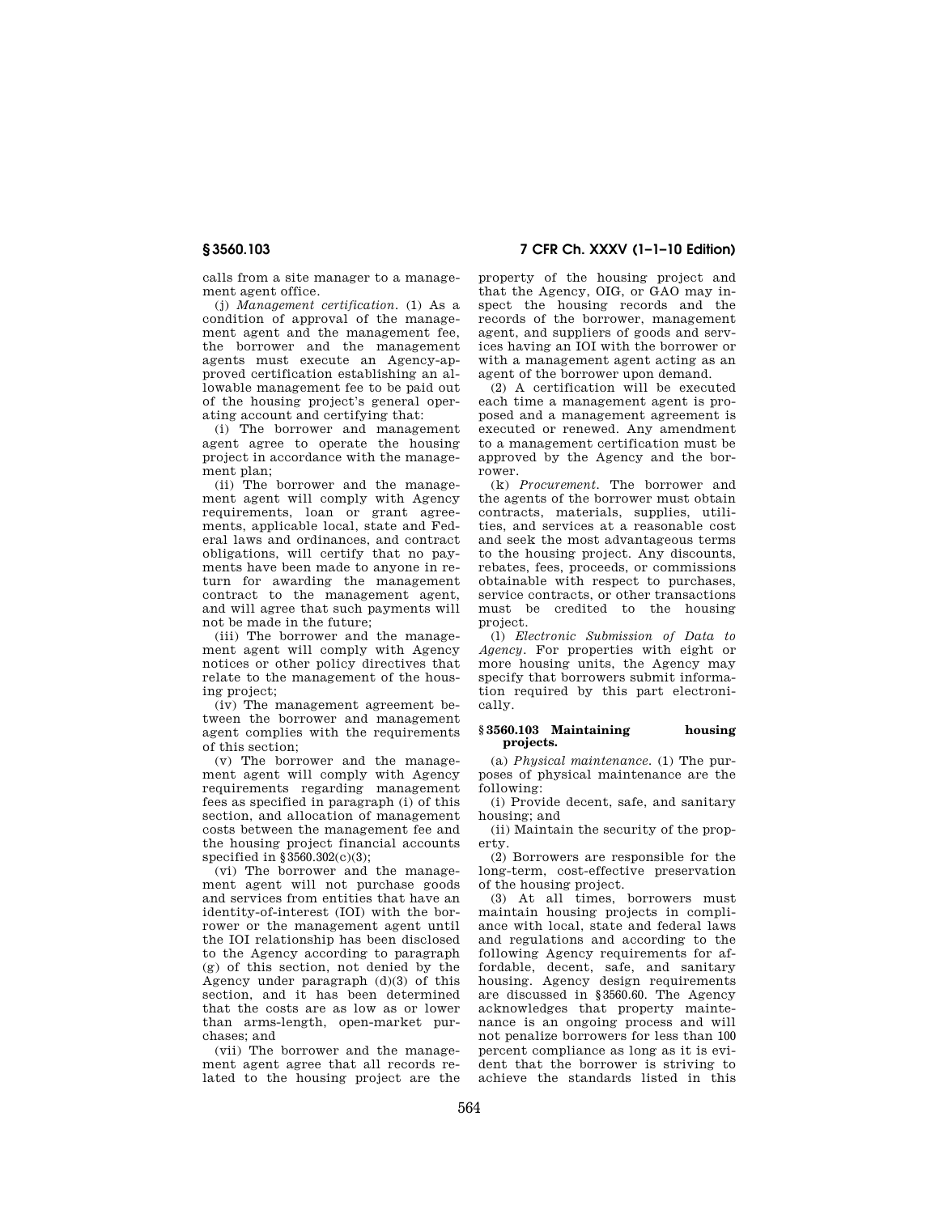calls from a site manager to a management agent office.

(j) *Management certification.* (1) As a condition of approval of the management agent and the management fee, the borrower and the management agents must execute an Agency-approved certification establishing an allowable management fee to be paid out of the housing project's general operating account and certifying that:

(i) The borrower and management agent agree to operate the housing project in accordance with the management plan;

(ii) The borrower and the management agent will comply with Agency requirements, loan or grant agreements, applicable local, state and Federal laws and ordinances, and contract obligations, will certify that no payments have been made to anyone in return for awarding the management contract to the management agent, and will agree that such payments will not be made in the future;

(iii) The borrower and the management agent will comply with Agency notices or other policy directives that relate to the management of the housing project;

(iv) The management agreement between the borrower and management agent complies with the requirements of this section;

(v) The borrower and the management agent will comply with Agency requirements regarding management fees as specified in paragraph (i) of this section, and allocation of management costs between the management fee and the housing project financial accounts specified in §3560.302(c)(3);

(vi) The borrower and the management agent will not purchase goods and services from entities that have an identity-of-interest (IOI) with the borrower or the management agent until the IOI relationship has been disclosed to the Agency according to paragraph (g) of this section, not denied by the Agency under paragraph (d)(3) of this section, and it has been determined that the costs are as low as or lower than arms-length, open-market purchases; and

(vii) The borrower and the management agent agree that all records related to the housing project are the property of the housing project and that the Agency, OIG, or GAO may inspect the housing records and the records of the borrower, management agent, and suppliers of goods and services having an IOI with the borrower or with a management agent acting as an agent of the borrower upon demand.

(2) A certification will be executed each time a management agent is proposed and a management agreement is executed or renewed. Any amendment to a management certification must be approved by the Agency and the borrower.

(k) *Procurement.* The borrower and the agents of the borrower must obtain contracts, materials, supplies, utilities, and services at a reasonable cost and seek the most advantageous terms to the housing project. Any discounts, rebates, fees, proceeds, or commissions obtainable with respect to purchases, service contracts, or other transactions must be credited to the housing project.

(l) *Electronic Submission of Data to Agency.* For properties with eight or more housing units, the Agency may specify that borrowers submit information required by this part electronically.

### §3560.103 Maintaining housing projects.

(a) *Physical maintenance.* (1) The purposes of physical maintenance are the following:

(i) Provide decent, safe, and sanitary housing; and

(ii) Maintain the security of the property.

(2) Borrowers are responsible for the long-term, cost-effective preservation of the housing project.

(3) At all times, borrowers must maintain housing projects in compliance with local, state and federal laws and regulations and according to the following Agency requirements for affordable, decent, safe, and sanitary housing. Agency design requirements are discussed in §3560.60. The Agency acknowledges that property maintenance is an ongoing process and will not penalize borrowers for less than 100 percent compliance as long as it is evident that the borrower is striving to achieve the standards listed in this